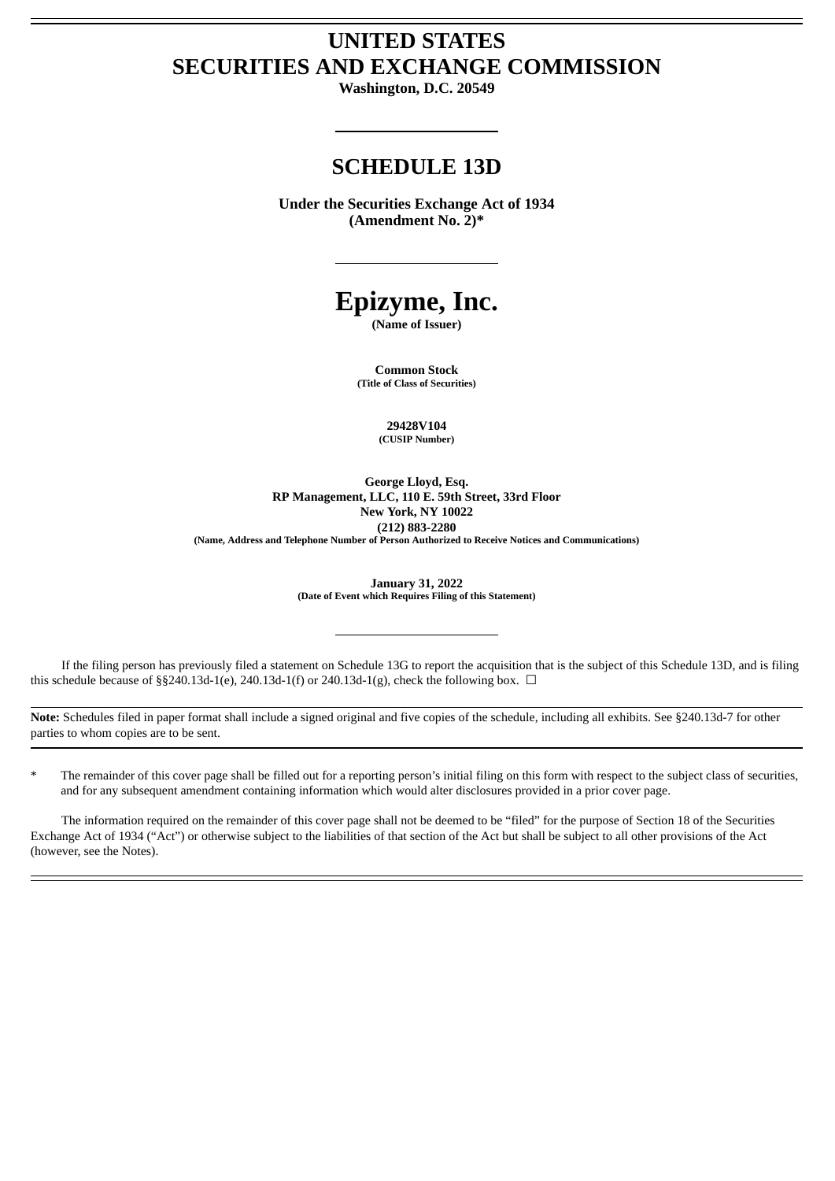# UNITED STATES
# SECURITIES AND EXCHANGE COMMISSION

**Washington, D.C. 20549**

## SCHEDULE 13D

**Under the Securities Exchange Act of 1934**
**(Amendment No. 2)***

# Epizyme, Inc.

**(Name of Issuer)**

**Common Stock**
**(Title of Class of Securities)**

**29428V104**
**(CUSIP Number)**

**George Lloyd, Esq.**
**RP Management, LLC, 110 E. 59th Street, 33rd Floor**
**New York, NY 10022**
**(212) 883-2280**
**(Name, Address and Telephone Number of Person Authorized to Receive Notices and Communications)**

**January 31, 2022**
**(Date of Event which Requires Filing of this Statement)**

If the filing person has previously filed a statement on Schedule 13G to report the acquisition that is the subject of this Schedule 13D, and is filing this schedule because of §§240.13d-1(e), 240.13d-1(f) or 240.13d-1(g), check the following box. ☐

**Note:** Schedules filed in paper format shall include a signed original and five copies of the schedule, including all exhibits. See §240.13d-7 for other parties to whom copies are to be sent.

\* The remainder of this cover page shall be filled out for a reporting person's initial filing on this form with respect to the subject class of securities, and for any subsequent amendment containing information which would alter disclosures provided in a prior cover page.

The information required on the remainder of this cover page shall not be deemed to be "filed" for the purpose of Section 18 of the Securities Exchange Act of 1934 ("Act") or otherwise subject to the liabilities of that section of the Act but shall be subject to all other provisions of the Act (however, see the Notes).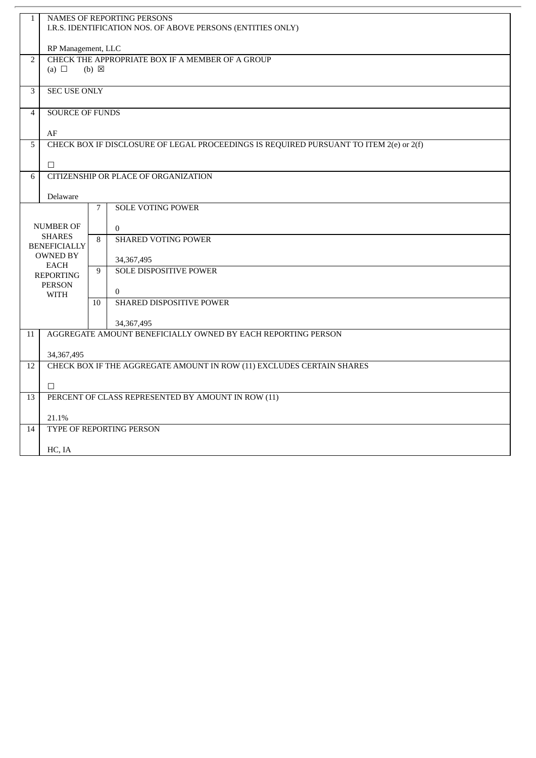| | | | |
|---|---|---|---|
| 1 | NAMES OF REPORTING PERSONS<br>I.R.S. IDENTIFICATION NOS. OF ABOVE PERSONS (ENTITIES ONLY)<br><br>RP Management, LLC | | |
| 2 | CHECK THE APPROPRIATE BOX IF A MEMBER OF A GROUP<br>(a) ☐ (b) ☒ | | |
| 3 | SEC USE ONLY | | |
| 4 | SOURCE OF FUNDS<br><br>AF | | |
| 5 | CHECK BOX IF DISCLOSURE OF LEGAL PROCEEDINGS IS REQUIRED PURSUANT TO ITEM 2(e) or 2(f)<br><br>☐ | | |
| 6 | CITIZENSHIP OR PLACE OF ORGANIZATION<br><br>Delaware | | |
| NUMBER OF SHARES BENEFICIALLY OWNED BY EACH REPORTING PERSON WITH | | 7 | SOLE VOTING POWER<br><br>0 |
| | | 8 | SHARED VOTING POWER<br><br>34,367,495 |
| | | 9 | SOLE DISPOSITIVE POWER<br><br>0 |
| | | 10 | SHARED DISPOSITIVE POWER<br><br>34,367,495 |
| 11 | AGGREGATE AMOUNT BENEFICIALLY OWNED BY EACH REPORTING PERSON<br><br>34,367,495 | | |
| 12 | CHECK BOX IF THE AGGREGATE AMOUNT IN ROW (11) EXCLUDES CERTAIN SHARES<br><br>☐ | | |
| 13 | PERCENT OF CLASS REPRESENTED BY AMOUNT IN ROW (11)<br><br>21.1% | | |
| 14 | TYPE OF REPORTING PERSON<br><br>HC, IA | | |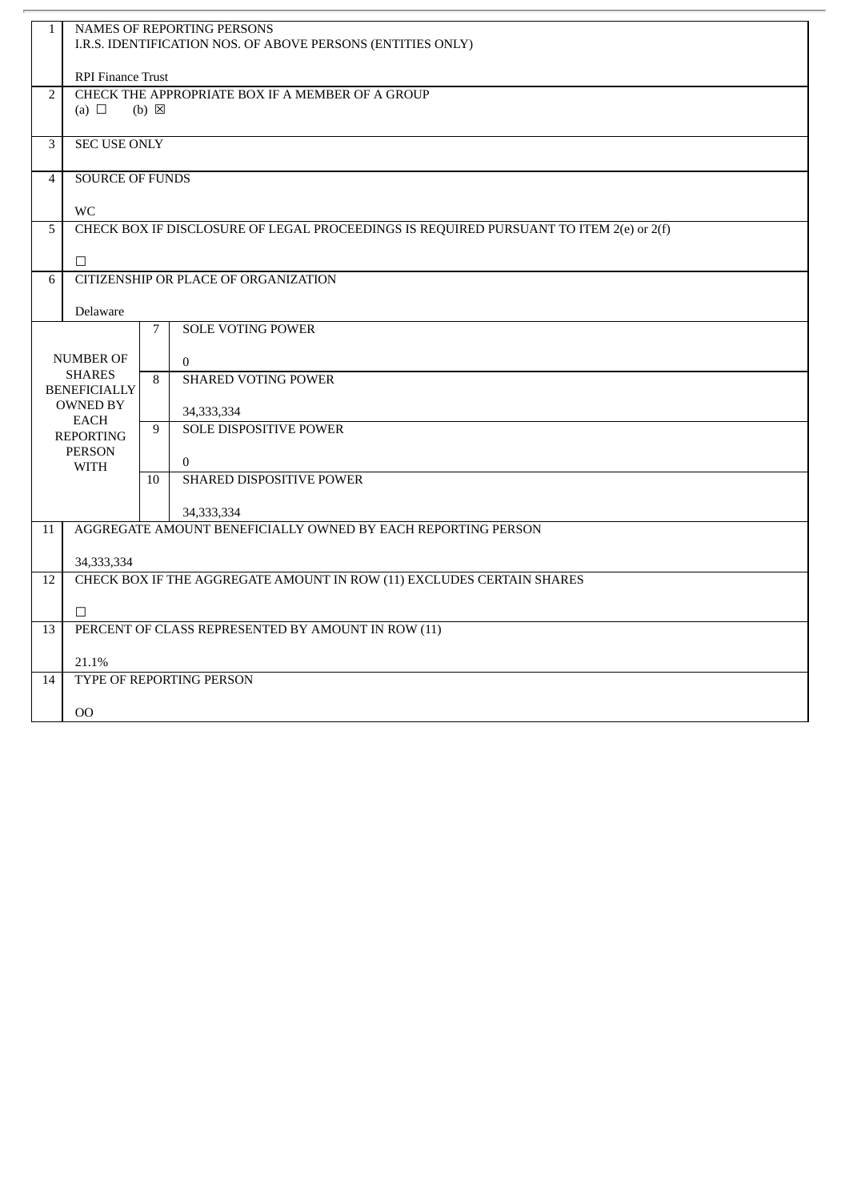| | | | |
|---|---|---|---|
| 1 | NAMES OF REPORTING PERSONS<br>I.R.S. IDENTIFICATION NOS. OF ABOVE PERSONS (ENTITIES ONLY)<br><br>RPI Finance Trust | | |
| 2 | CHECK THE APPROPRIATE BOX IF A MEMBER OF A GROUP<br>(a) ☐ (b) ☒ | | |
| 3 | SEC USE ONLY | | |
| 4 | SOURCE OF FUNDS<br><br>WC | | |
| 5 | CHECK BOX IF DISCLOSURE OF LEGAL PROCEEDINGS IS REQUIRED PURSUANT TO ITEM 2(e) or 2(f)<br><br>☐ | | |
| 6 | CITIZENSHIP OR PLACE OF ORGANIZATION<br><br>Delaware | | |
| NUMBER OF SHARES BENEFICIALLY OWNED BY EACH REPORTING PERSON WITH | | 7 | SOLE VOTING POWER<br><br>0 |
| | | 8 | SHARED VOTING POWER<br><br>34,333,334 |
| | | 9 | SOLE DISPOSITIVE POWER<br><br>0 |
| | | 10 | SHARED DISPOSITIVE POWER<br><br>34,333,334 |
| 11 | AGGREGATE AMOUNT BENEFICIALLY OWNED BY EACH REPORTING PERSON<br><br>34,333,334 | | |
| 12 | CHECK BOX IF THE AGGREGATE AMOUNT IN ROW (11) EXCLUDES CERTAIN SHARES<br><br>☐ | | |
| 13 | PERCENT OF CLASS REPRESENTED BY AMOUNT IN ROW (11)<br><br>21.1% | | |
| 14 | TYPE OF REPORTING PERSON<br><br>OO | | |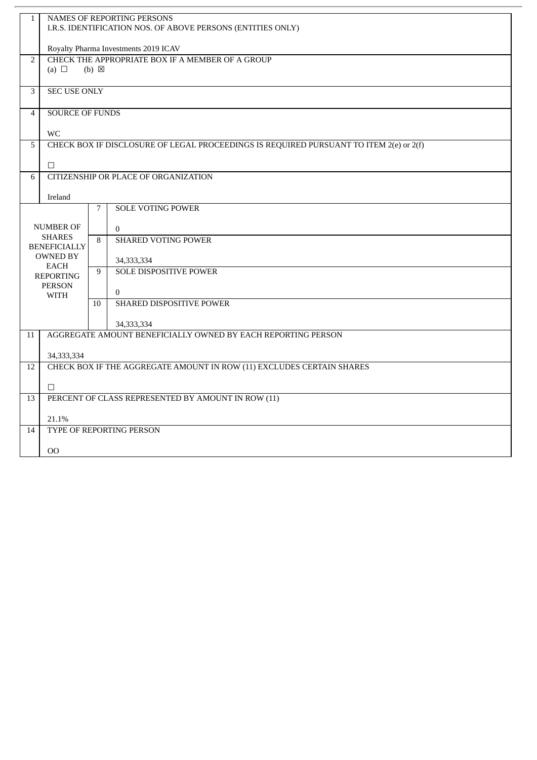| | | | |
|---|---|---|---|
| 1 | NAMES OF REPORTING PERSONS<br>I.R.S. IDENTIFICATION NOS. OF ABOVE PERSONS (ENTITIES ONLY)<br><br>Royalty Pharma Investments 2019 ICAV | | |
| 2 | CHECK THE APPROPRIATE BOX IF A MEMBER OF A GROUP<br>(a) ☐ (b) ☒ | | |
| 3 | SEC USE ONLY | | |
| 4 | SOURCE OF FUNDS<br><br>WC | | |
| 5 | CHECK BOX IF DISCLOSURE OF LEGAL PROCEEDINGS IS REQUIRED PURSUANT TO ITEM 2(e) or 2(f)<br><br>☐ | | |
| 6 | CITIZENSHIP OR PLACE OF ORGANIZATION<br><br>Ireland | | |
| NUMBER OF SHARES BENEFICIALLY OWNED BY EACH REPORTING PERSON WITH | | 7 | SOLE VOTING POWER<br><br>0 |
| | | 8 | SHARED VOTING POWER<br><br>34,333,334 |
| | | 9 | SOLE DISPOSITIVE POWER<br><br>0 |
| | | 10 | SHARED DISPOSITIVE POWER<br><br>34,333,334 |
| 11 | AGGREGATE AMOUNT BENEFICIALLY OWNED BY EACH REPORTING PERSON<br><br>34,333,334 | | |
| 12 | CHECK BOX IF THE AGGREGATE AMOUNT IN ROW (11) EXCLUDES CERTAIN SHARES<br><br>☐ | | |
| 13 | PERCENT OF CLASS REPRESENTED BY AMOUNT IN ROW (11)<br><br>21.1% | | |
| 14 | TYPE OF REPORTING PERSON<br><br>OO | | |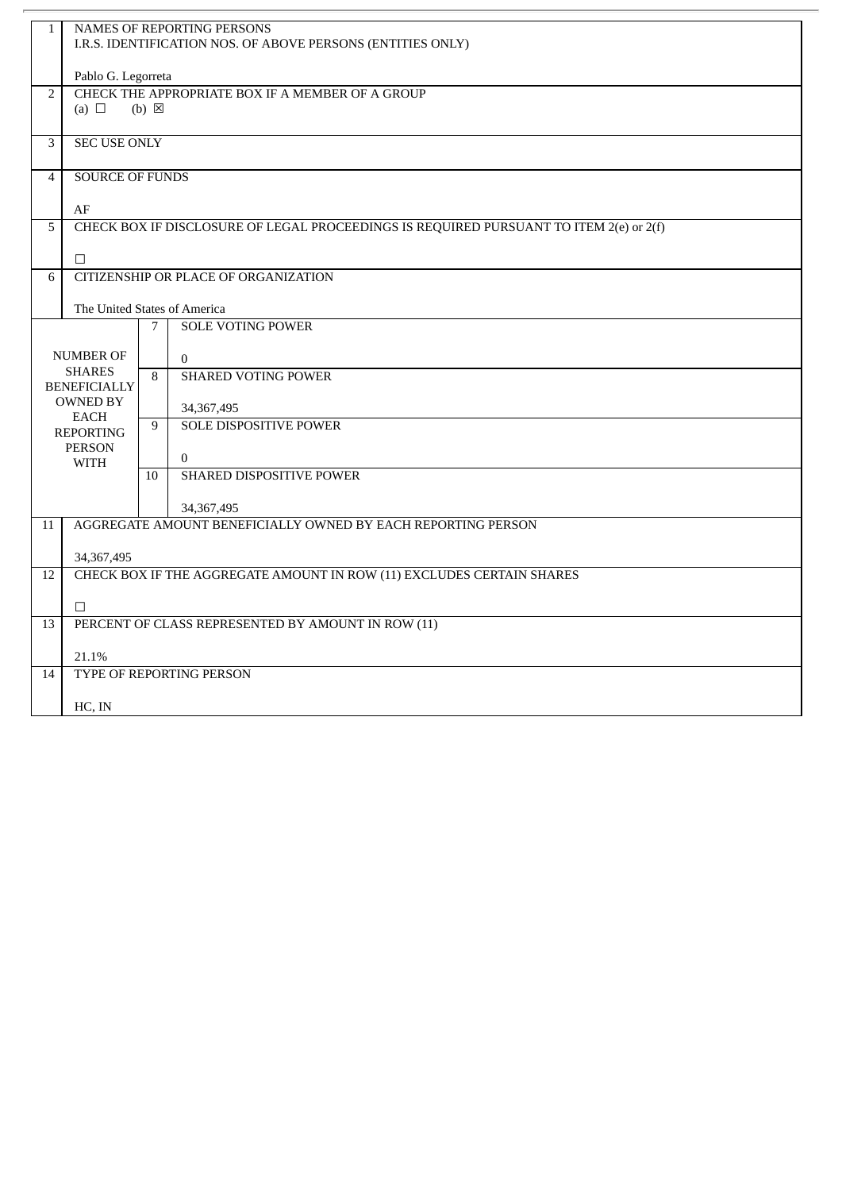| | | | |
|---|---|---|---|
| 1 | NAMES OF REPORTING PERSONS<br>I.R.S. IDENTIFICATION NOS. OF ABOVE PERSONS (ENTITIES ONLY)<br><br>Pablo G. Legorreta | | |
| 2 | CHECK THE APPROPRIATE BOX IF A MEMBER OF A GROUP<br>(a) ☐ (b) ☒ | | |
| 3 | SEC USE ONLY | | |
| 4 | SOURCE OF FUNDS<br><br>AF | | |
| 5 | CHECK BOX IF DISCLOSURE OF LEGAL PROCEEDINGS IS REQUIRED PURSUANT TO ITEM 2(e) or 2(f)<br><br>☐ | | |
| 6 | CITIZENSHIP OR PLACE OF ORGANIZATION<br><br>The United States of America | | |
| NUMBER OF SHARES BENEFICIALLY OWNED BY EACH REPORTING PERSON WITH | | 7 | SOLE VOTING POWER<br><br>0 |
| | | 8 | SHARED VOTING POWER<br><br>34,367,495 |
| | | 9 | SOLE DISPOSITIVE POWER<br><br>0 |
| | | 10 | SHARED DISPOSITIVE POWER<br><br>34,367,495 |
| 11 | AGGREGATE AMOUNT BENEFICIALLY OWNED BY EACH REPORTING PERSON<br><br>34,367,495 | | |
| 12 | CHECK BOX IF THE AGGREGATE AMOUNT IN ROW (11) EXCLUDES CERTAIN SHARES<br><br>☐ | | |
| 13 | PERCENT OF CLASS REPRESENTED BY AMOUNT IN ROW (11)<br><br>21.1% | | |
| 14 | TYPE OF REPORTING PERSON<br><br>HC, IN | | |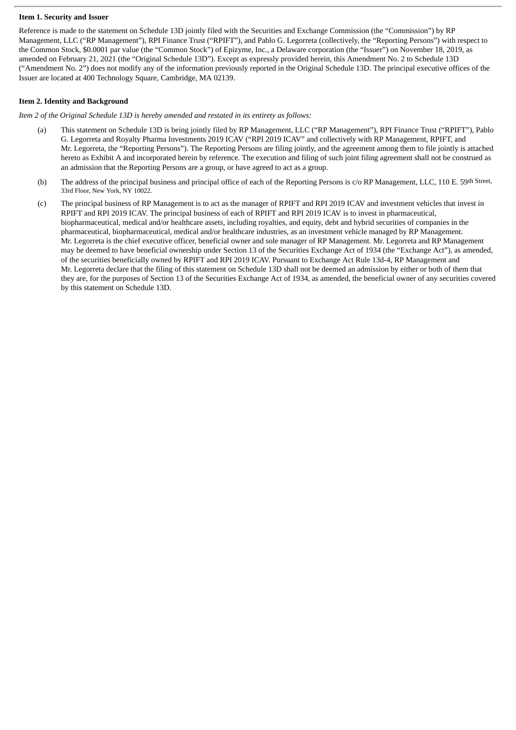**Item 1. Security and Issuer**

Reference is made to the statement on Schedule 13D jointly filed with the Securities and Exchange Commission (the "Commission") by RP Management, LLC ("RP Management"), RPI Finance Trust ("RPIFT"), and Pablo G. Legorreta (collectively, the "Reporting Persons") with respect to the Common Stock, $0.0001 par value (the "Common Stock") of Epizyme, Inc., a Delaware corporation (the "Issuer") on November 18, 2019, as amended on February 21, 2021 (the "Original Schedule 13D"). Except as expressly provided herein, this Amendment No. 2 to Schedule 13D ("Amendment No. 2") does not modify any of the information previously reported in the Original Schedule 13D. The principal executive offices of the Issuer are located at 400 Technology Square, Cambridge, MA 02139.

**Item 2. Identity and Background**

*Item 2 of the Original Schedule 13D is hereby amended and restated in its entirety as follows:*

(a) This statement on Schedule 13D is being jointly filed by RP Management, LLC ("RP Management"), RPI Finance Trust ("RPIFT"), Pablo G. Legorreta and Royalty Pharma Investments 2019 ICAV ("RPI 2019 ICAV" and collectively with RP Management, RPIFT, and Mr. Legorreta, the "Reporting Persons"). The Reporting Persons are filing jointly, and the agreement among them to file jointly is attached hereto as Exhibit A and incorporated herein by reference. The execution and filing of such joint filing agreement shall not be construed as an admission that the Reporting Persons are a group, or have agreed to act as a group.

(b) The address of the principal business and principal office of each of the Reporting Persons is c/o RP Management, LLC, 110 E. 59th Street, 33rd Floor, New York, NY 10022.

(c) The principal business of RP Management is to act as the manager of RPIFT and RPI 2019 ICAV and investment vehicles that invest in RPIFT and RPI 2019 ICAV. The principal business of each of RPIFT and RPI 2019 ICAV is to invest in pharmaceutical, biopharmaceutical, medical and/or healthcare assets, including royalties, and equity, debt and hybrid securities of companies in the pharmaceutical, biopharmaceutical, medical and/or healthcare industries, as an investment vehicle managed by RP Management. Mr. Legorreta is the chief executive officer, beneficial owner and sole manager of RP Management. Mr. Legorreta and RP Management may be deemed to have beneficial ownership under Section 13 of the Securities Exchange Act of 1934 (the "Exchange Act"), as amended, of the securities beneficially owned by RPIFT and RPI 2019 ICAV. Pursuant to Exchange Act Rule 13d-4, RP Management and Mr. Legorreta declare that the filing of this statement on Schedule 13D shall not be deemed an admission by either or both of them that they are, for the purposes of Section 13 of the Securities Exchange Act of 1934, as amended, the beneficial owner of any securities covered by this statement on Schedule 13D.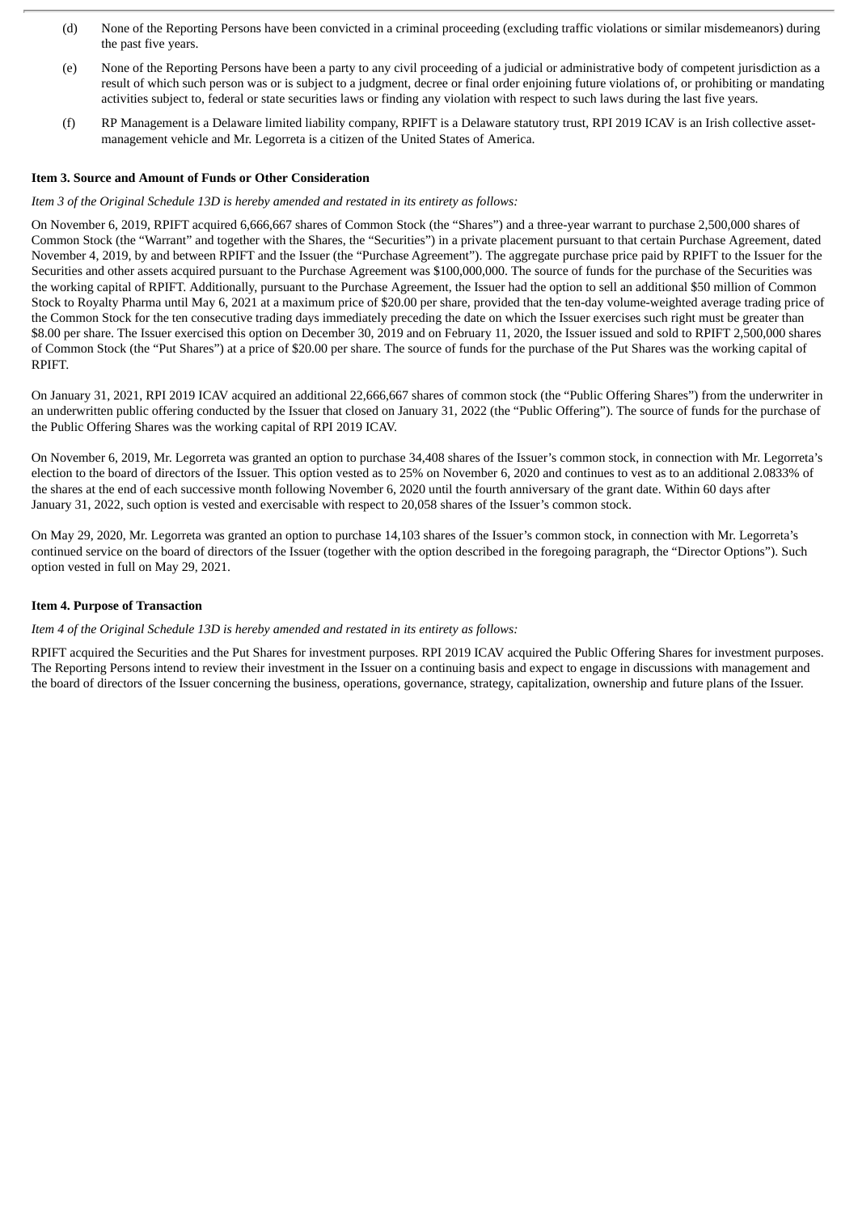(d) None of the Reporting Persons have been convicted in a criminal proceeding (excluding traffic violations or similar misdemeanors) during the past five years.

(e) None of the Reporting Persons have been a party to any civil proceeding of a judicial or administrative body of competent jurisdiction as a result of which such person was or is subject to a judgment, decree or final order enjoining future violations of, or prohibiting or mandating activities subject to, federal or state securities laws or finding any violation with respect to such laws during the last five years.

(f) RP Management is a Delaware limited liability company, RPIFT is a Delaware statutory trust, RPI 2019 ICAV is an Irish collective asset-management vehicle and Mr. Legorreta is a citizen of the United States of America.

**Item 3. Source and Amount of Funds or Other Consideration**

*Item 3 of the Original Schedule 13D is hereby amended and restated in its entirety as follows:*

On November 6, 2019, RPIFT acquired 6,666,667 shares of Common Stock (the "Shares") and a three-year warrant to purchase 2,500,000 shares of Common Stock (the "Warrant" and together with the Shares, the "Securities") in a private placement pursuant to that certain Purchase Agreement, dated November 4, 2019, by and between RPIFT and the Issuer (the "Purchase Agreement"). The aggregate purchase price paid by RPIFT to the Issuer for the Securities and other assets acquired pursuant to the Purchase Agreement was $100,000,000. The source of funds for the purchase of the Securities was the working capital of RPIFT. Additionally, pursuant to the Purchase Agreement, the Issuer had the option to sell an additional $50 million of Common Stock to Royalty Pharma until May 6, 2021 at a maximum price of $20.00 per share, provided that the ten-day volume-weighted average trading price of the Common Stock for the ten consecutive trading days immediately preceding the date on which the Issuer exercises such right must be greater than $8.00 per share. The Issuer exercised this option on December 30, 2019 and on February 11, 2020, the Issuer issued and sold to RPIFT 2,500,000 shares of Common Stock (the "Put Shares") at a price of $20.00 per share. The source of funds for the purchase of the Put Shares was the working capital of RPIFT.

On January 31, 2021, RPI 2019 ICAV acquired an additional 22,666,667 shares of common stock (the "Public Offering Shares") from the underwriter in an underwritten public offering conducted by the Issuer that closed on January 31, 2022 (the "Public Offering"). The source of funds for the purchase of the Public Offering Shares was the working capital of RPI 2019 ICAV.

On November 6, 2019, Mr. Legorreta was granted an option to purchase 34,408 shares of the Issuer's common stock, in connection with Mr. Legorreta's election to the board of directors of the Issuer. This option vested as to 25% on November 6, 2020 and continues to vest as to an additional 2.0833% of the shares at the end of each successive month following November 6, 2020 until the fourth anniversary of the grant date. Within 60 days after January 31, 2022, such option is vested and exercisable with respect to 20,058 shares of the Issuer's common stock.

On May 29, 2020, Mr. Legorreta was granted an option to purchase 14,103 shares of the Issuer's common stock, in connection with Mr. Legorreta's continued service on the board of directors of the Issuer (together with the option described in the foregoing paragraph, the "Director Options"). Such option vested in full on May 29, 2021.

**Item 4. Purpose of Transaction**

*Item 4 of the Original Schedule 13D is hereby amended and restated in its entirety as follows:*

RPIFT acquired the Securities and the Put Shares for investment purposes. RPI 2019 ICAV acquired the Public Offering Shares for investment purposes. The Reporting Persons intend to review their investment in the Issuer on a continuing basis and expect to engage in discussions with management and the board of directors of the Issuer concerning the business, operations, governance, strategy, capitalization, ownership and future plans of the Issuer.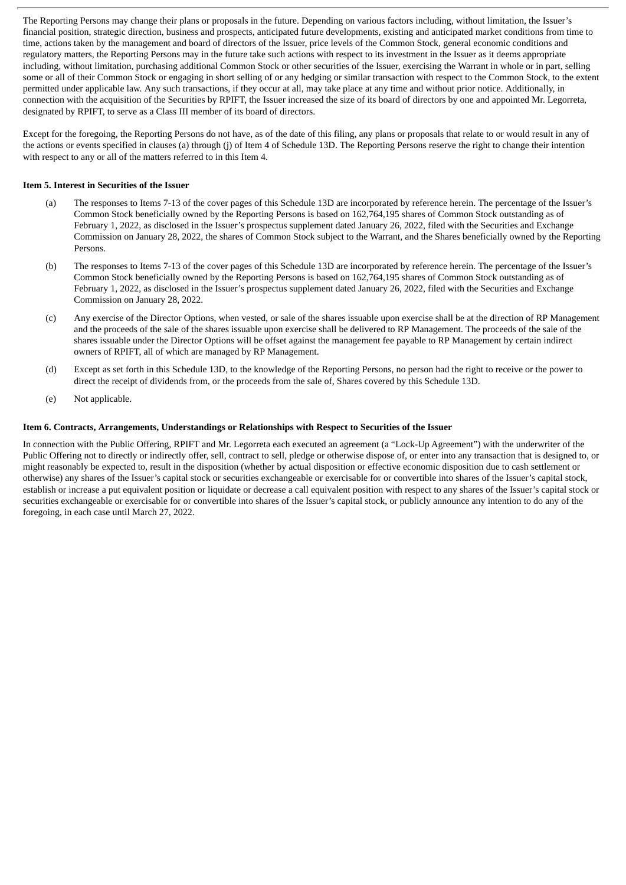The Reporting Persons may change their plans or proposals in the future. Depending on various factors including, without limitation, the Issuer's financial position, strategic direction, business and prospects, anticipated future developments, existing and anticipated market conditions from time to time, actions taken by the management and board of directors of the Issuer, price levels of the Common Stock, general economic conditions and regulatory matters, the Reporting Persons may in the future take such actions with respect to its investment in the Issuer as it deems appropriate including, without limitation, purchasing additional Common Stock or other securities of the Issuer, exercising the Warrant in whole or in part, selling some or all of their Common Stock or engaging in short selling of or any hedging or similar transaction with respect to the Common Stock, to the extent permitted under applicable law. Any such transactions, if they occur at all, may take place at any time and without prior notice. Additionally, in connection with the acquisition of the Securities by RPIFT, the Issuer increased the size of its board of directors by one and appointed Mr. Legorreta, designated by RPIFT, to serve as a Class III member of its board of directors.

Except for the foregoing, the Reporting Persons do not have, as of the date of this filing, any plans or proposals that relate to or would result in any of the actions or events specified in clauses (a) through (j) of Item 4 of Schedule 13D. The Reporting Persons reserve the right to change their intention with respect to any or all of the matters referred to in this Item 4.

**Item 5. Interest in Securities of the Issuer**

(a) The responses to Items 7-13 of the cover pages of this Schedule 13D are incorporated by reference herein. The percentage of the Issuer's Common Stock beneficially owned by the Reporting Persons is based on 162,764,195 shares of Common Stock outstanding as of February 1, 2022, as disclosed in the Issuer's prospectus supplement dated January 26, 2022, filed with the Securities and Exchange Commission on January 28, 2022, the shares of Common Stock subject to the Warrant, and the Shares beneficially owned by the Reporting Persons.

(b) The responses to Items 7-13 of the cover pages of this Schedule 13D are incorporated by reference herein. The percentage of the Issuer's Common Stock beneficially owned by the Reporting Persons is based on 162,764,195 shares of Common Stock outstanding as of February 1, 2022, as disclosed in the Issuer's prospectus supplement dated January 26, 2022, filed with the Securities and Exchange Commission on January 28, 2022.

(c) Any exercise of the Director Options, when vested, or sale of the shares issuable upon exercise shall be at the direction of RP Management and the proceeds of the sale of the shares issuable upon exercise shall be delivered to RP Management. The proceeds of the sale of the shares issuable under the Director Options will be offset against the management fee payable to RP Management by certain indirect owners of RPIFT, all of which are managed by RP Management.

(d) Except as set forth in this Schedule 13D, to the knowledge of the Reporting Persons, no person had the right to receive or the power to direct the receipt of dividends from, or the proceeds from the sale of, Shares covered by this Schedule 13D.

(e) Not applicable.

**Item 6. Contracts, Arrangements, Understandings or Relationships with Respect to Securities of the Issuer**

In connection with the Public Offering, RPIFT and Mr. Legorreta each executed an agreement (a "Lock-Up Agreement") with the underwriter of the Public Offering not to directly or indirectly offer, sell, contract to sell, pledge or otherwise dispose of, or enter into any transaction that is designed to, or might reasonably be expected to, result in the disposition (whether by actual disposition or effective economic disposition due to cash settlement or otherwise) any shares of the Issuer's capital stock or securities exchangeable or exercisable for or convertible into shares of the Issuer's capital stock, establish or increase a put equivalent position or liquidate or decrease a call equivalent position with respect to any shares of the Issuer's capital stock or securities exchangeable or exercisable for or convertible into shares of the Issuer's capital stock, or publicly announce any intention to do any of the foregoing, in each case until March 27, 2022.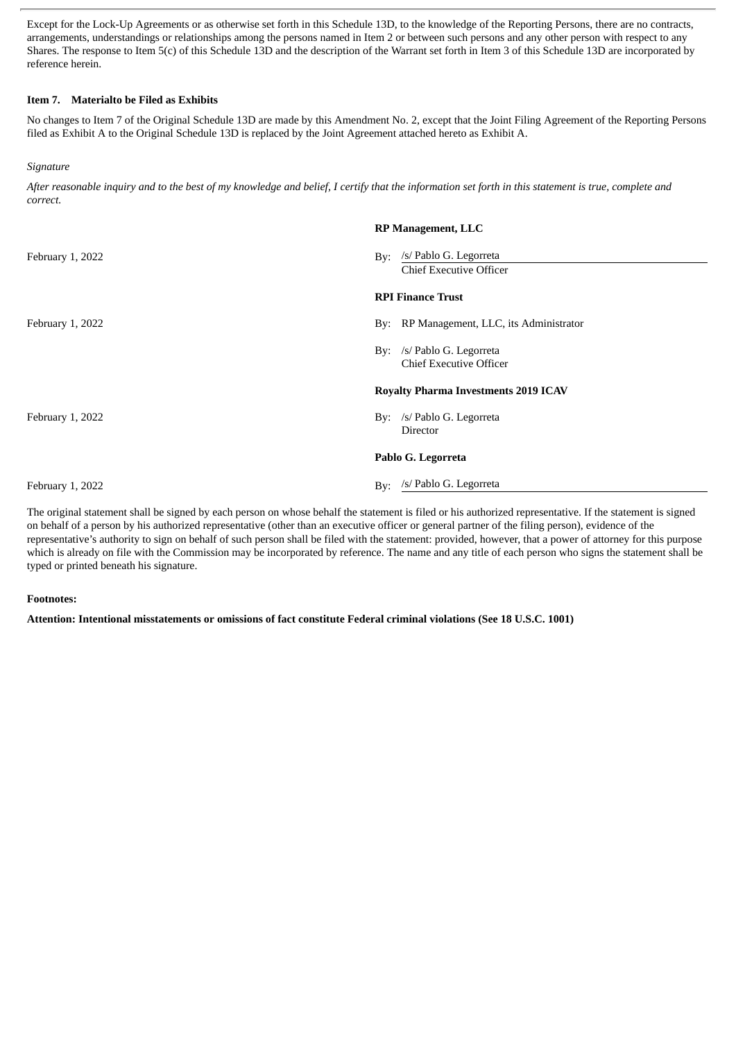Except for the Lock-Up Agreements or as otherwise set forth in this Schedule 13D, to the knowledge of the Reporting Persons, there are no contracts, arrangements, understandings or relationships among the persons named in Item 2 or between such persons and any other person with respect to any Shares. The response to Item 5(c) of this Schedule 13D and the description of the Warrant set forth in Item 3 of this Schedule 13D are incorporated by reference herein.

**Item 7. Materialto be Filed as Exhibits**

No changes to Item 7 of the Original Schedule 13D are made by this Amendment No. 2, except that the Joint Filing Agreement of the Reporting Persons filed as Exhibit A to the Original Schedule 13D is replaced by the Joint Agreement attached hereto as Exhibit A.

*Signature*

*After reasonable inquiry and to the best of my knowledge and belief, I certify that the information set forth in this statement is true, complete and correct.*

**RP Management, LLC**

February 1, 2022

By: /s/ Pablo G. Legorreta
Chief Executive Officer

**RPI Finance Trust**

February 1, 2022

By: RP Management, LLC, its Administrator

By: /s/ Pablo G. Legorreta
Chief Executive Officer

**Royalty Pharma Investments 2019 ICAV**

February 1, 2022

By: /s/ Pablo G. Legorreta
Director

**Pablo G. Legorreta**

February 1, 2022

By: /s/ Pablo G. Legorreta

The original statement shall be signed by each person on whose behalf the statement is filed or his authorized representative. If the statement is signed on behalf of a person by his authorized representative (other than an executive officer or general partner of the filing person), evidence of the representative's authority to sign on behalf of such person shall be filed with the statement: provided, however, that a power of attorney for this purpose which is already on file with the Commission may be incorporated by reference. The name and any title of each person who signs the statement shall be typed or printed beneath his signature.

**Footnotes:**

**Attention: Intentional misstatements or omissions of fact constitute Federal criminal violations (See 18 U.S.C. 1001)**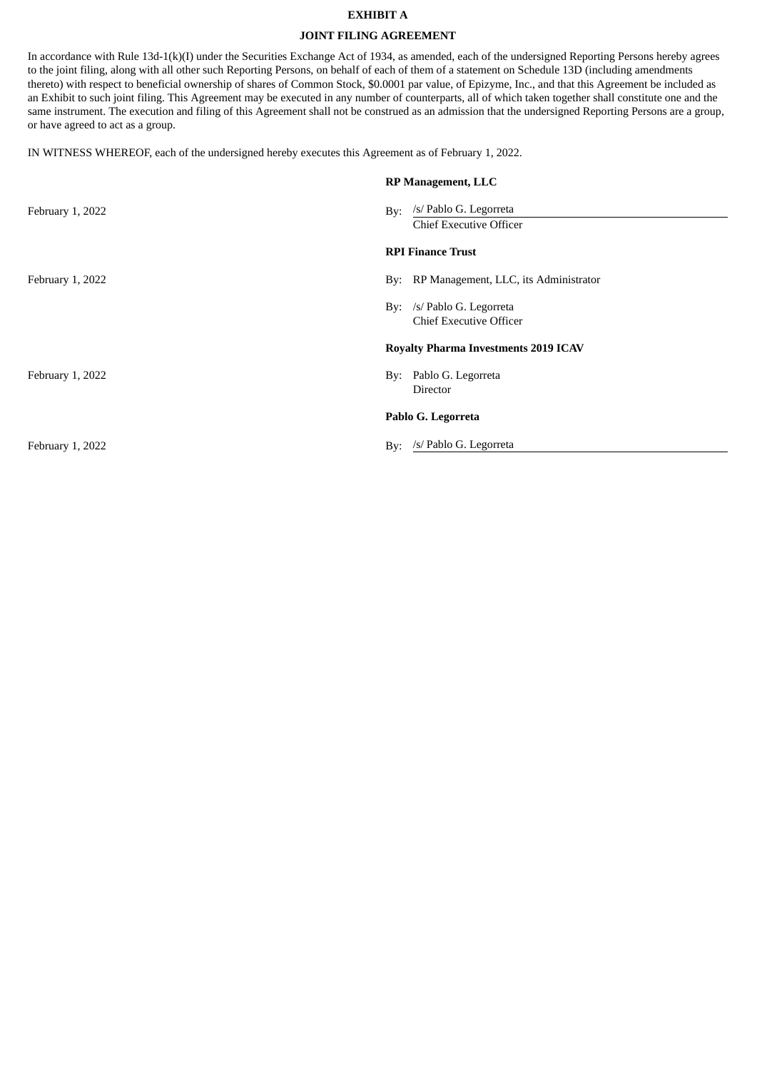# EXHIBIT A

## JOINT FILING AGREEMENT

In accordance with Rule 13d-1(k)(I) under the Securities Exchange Act of 1934, as amended, each of the undersigned Reporting Persons hereby agrees to the joint filing, along with all other such Reporting Persons, on behalf of each of them of a statement on Schedule 13D (including amendments thereto) with respect to beneficial ownership of shares of Common Stock, $0.0001 par value, of Epizyme, Inc., and that this Agreement be included as an Exhibit to such joint filing. This Agreement may be executed in any number of counterparts, all of which taken together shall constitute one and the same instrument. The execution and filing of this Agreement shall not be construed as an admission that the undersigned Reporting Persons are a group, or have agreed to act as a group.

IN WITNESS WHEREOF, each of the undersigned hereby executes this Agreement as of February 1, 2022.

**RP Management, LLC**

February 1, 2022

By: /s/ Pablo G. Legorreta
Chief Executive Officer

**RPI Finance Trust**

February 1, 2022

By: RP Management, LLC, its Administrator

By: /s/ Pablo G. Legorreta
Chief Executive Officer

**Royalty Pharma Investments 2019 ICAV**

February 1, 2022

By: Pablo G. Legorreta
Director

**Pablo G. Legorreta**

February 1, 2022

By: /s/ Pablo G. Legorreta